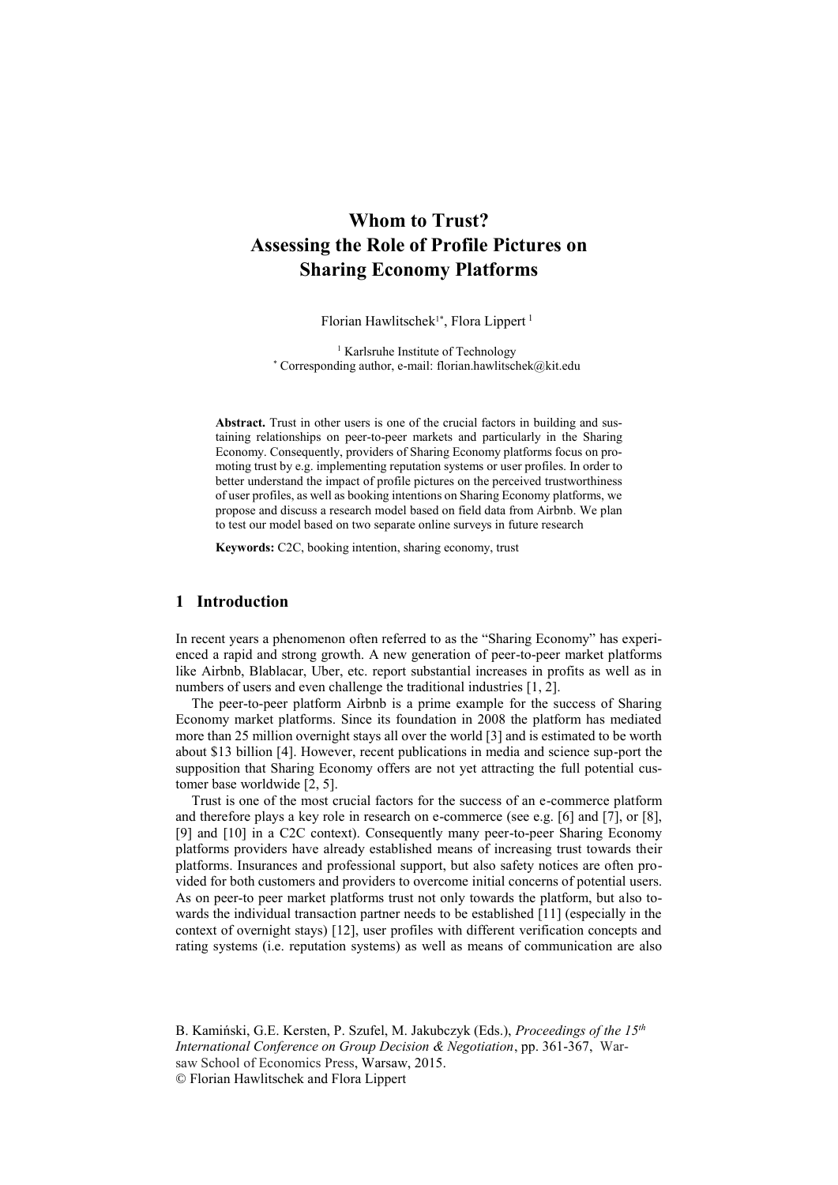# Whom to Trust? Assessing the Role of Profile Pictures on Sharing Economy Platforms

Florian Hawlitschek[1*], Flora Lippert [1]

[1] Karlsruhe Institute of Technology
[*] Corresponding author, e-mail: florian.hawlitschek@kit.edu

**Abstract.** Trust in other users is one of the crucial factors in building and sustaining relationships on peer-to-peer markets and particularly in the Sharing Economy. Consequently, providers of Sharing Economy platforms focus on promoting trust by e.g. implementing reputation systems or user profiles. In order to better understand the impact of profile pictures on the perceived trustworthiness of user profiles, as well as booking intentions on Sharing Economy platforms, we propose and discuss a research model based on field data from Airbnb. We plan to test our model based on two separate online surveys in future research

**Keywords:** C2C, booking intention, sharing economy, trust

## 1 Introduction

In recent years a phenomenon often referred to as the "Sharing Economy" has experienced a rapid and strong growth. A new generation of peer-to-peer market platforms like Airbnb, Blablacar, Uber, etc. report substantial increases in profits as well as in numbers of users and even challenge the traditional industries [1, 2].

The peer-to-peer platform Airbnb is a prime example for the success of Sharing Economy market platforms. Since its foundation in 2008 the platform has mediated more than 25 million overnight stays all over the world [3] and is estimated to be worth about $13 billion [4]. However, recent publications in media and science sup-port the supposition that Sharing Economy offers are not yet attracting the full potential customer base worldwide [2, 5].

Trust is one of the most crucial factors for the success of an e-commerce platform and therefore plays a key role in research on e-commerce (see e.g. [6] and [7], or [8], [9] and [10] in a C2C context). Consequently many peer-to-peer Sharing Economy platforms providers have already established means of increasing trust towards their platforms. Insurances and professional support, but also safety notices are often provided for both customers and providers to overcome initial concerns of potential users. As on peer-to peer market platforms trust not only towards the platform, but also towards the individual transaction partner needs to be established [11] (especially in the context of overnight stays) [12], user profiles with different verification concepts and rating systems (i.e. reputation systems) as well as means of communication are also

B. Kamiński, G.E. Kersten, P. Szufel, M. Jakubczyk (Eds.), *Proceedings of the 15th International Conference on Group Decision & Negotiation*, pp. 361-367, Warsaw School of Economics Press, Warsaw, 2015.
© Florian Hawlitschek and Flora Lippert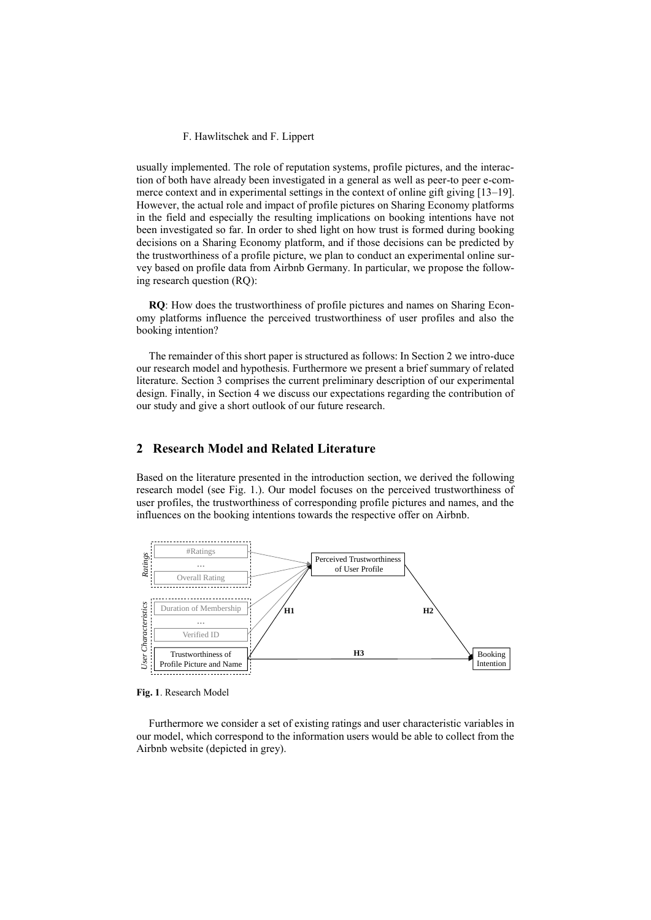usually implemented. The role of reputation systems, profile pictures, and the interaction of both have already been investigated in a general as well as peer-to peer e-commerce context and in experimental settings in the context of online gift giving [13–19]. However, the actual role and impact of profile pictures on Sharing Economy platforms in the field and especially the resulting implications on booking intentions have not been investigated so far. In order to shed light on how trust is formed during booking decisions on a Sharing Economy platform, and if those decisions can be predicted by the trustworthiness of a profile picture, we plan to conduct an experimental online survey based on profile data from Airbnb Germany. In particular, we propose the following research question (RQ):

**RQ**: How does the trustworthiness of profile pictures and names on Sharing Economy platforms influence the perceived trustworthiness of user profiles and also the booking intention?

The remainder of this short paper is structured as follows: In Section 2 we intro-duce our research model and hypothesis. Furthermore we present a brief summary of related literature. Section 3 comprises the current preliminary description of our experimental design. Finally, in Section 4 we discuss our expectations regarding the contribution of our study and give a short outlook of our future research.

## 2 Research Model and Related Literature

Based on the literature presented in the introduction section, we derived the following research model (see Fig. 1.). Our model focuses on the perceived trustworthiness of user profiles, the trustworthiness of corresponding profile pictures and names, and the influences on the booking intentions towards the respective offer on Airbnb.

*Ratings*: #Ratings … Overall Rating

*User Characteristics*: Duration of Membership … Verified ID; Trustworthiness of Profile Picture and Name

Perceived Trustworthiness of User Profile

Booking Intention

H1 H2 H3

**Fig. 1**. Research Model

Furthermore we consider a set of existing ratings and user characteristic variables in our model, which correspond to the information users would be able to collect from the Airbnb website (depicted in grey).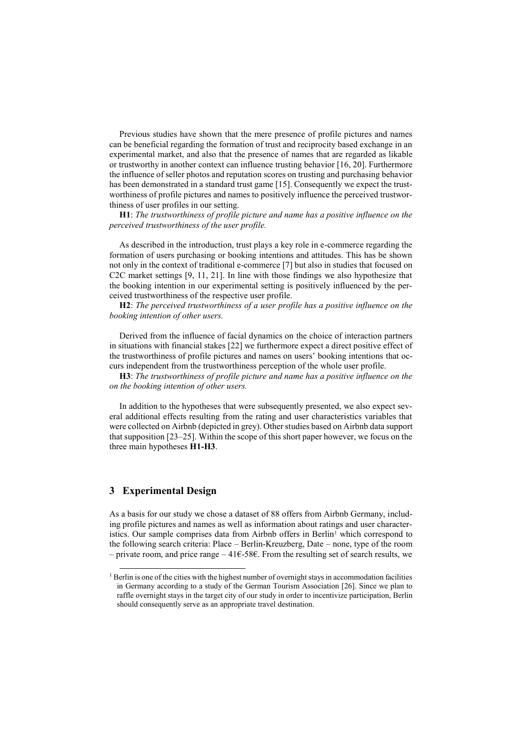Previous studies have shown that the mere presence of profile pictures and names can be beneficial regarding the formation of trust and reciprocity based exchange in an experimental market, and also that the presence of names that are regarded as likable or trustworthy in another context can influence trusting behavior [16, 20]. Furthermore the influence of seller photos and reputation scores on trusting and purchasing behavior has been demonstrated in a standard trust game [15]. Consequently we expect the trustworthiness of profile pictures and names to positively influence the perceived trustworthiness of user profiles in our setting.

**H1**: *The trustworthiness of profile picture and name has a positive influence on the perceived trustworthiness of the user profile.*

As described in the introduction, trust plays a key role in e-commerce regarding the formation of users purchasing or booking intentions and attitudes. This has be shown not only in the context of traditional e-commerce [7] but also in studies that focused on C2C market settings [9, 11, 21]. In line with those findings we also hypothesize that the booking intention in our experimental setting is positively influenced by the perceived trustworthiness of the respective user profile.

**H2**: *The perceived trustworthiness of a user profile has a positive influence on the booking intention of other users.*

Derived from the influence of facial dynamics on the choice of interaction partners in situations with financial stakes [22] we furthermore expect a direct positive effect of the trustworthiness of profile pictures and names on users' booking intentions that occurs independent from the trustworthiness perception of the whole user profile.

**H3**: *The trustworthiness of profile picture and name has a positive influence on the on the booking intention of other users.*

In addition to the hypotheses that were subsequently presented, we also expect several additional effects resulting from the rating and user characteristics variables that were collected on Airbnb (depicted in grey). Other studies based on Airbnb data support that supposition [23–25]. Within the scope of this short paper however, we focus on the three main hypotheses **H1-H3**.

## 3 Experimental Design

As a basis for our study we chose a dataset of 88 offers from Airbnb Germany, including profile pictures and names as well as information about ratings and user characteristics. Our sample comprises data from Airbnb offers in Berlin[1] which correspond to the following search criteria: Place – Berlin-Kreuzberg, Date – none, type of the room – private room, and price range – 41€-58€. From the resulting set of search results, we

[1] Berlin is one of the cities with the highest number of overnight stays in accommodation facilities in Germany according to a study of the German Tourism Association [26]. Since we plan to raffle overnight stays in the target city of our study in order to incentivize participation, Berlin should consequently serve as an appropriate travel destination.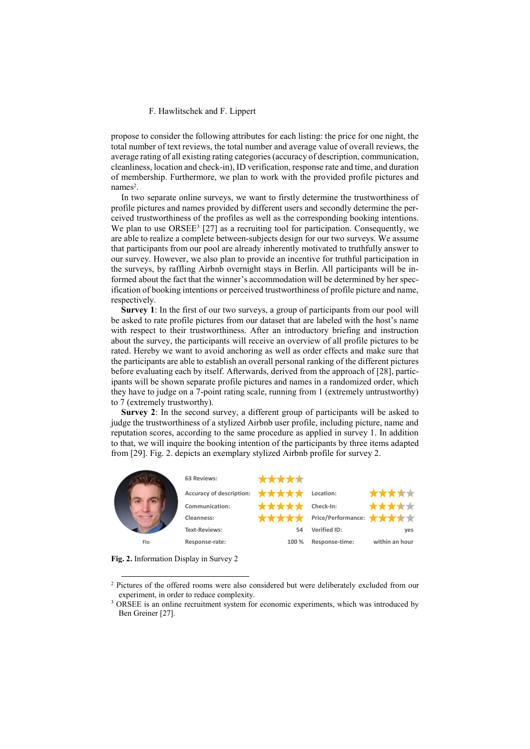propose to consider the following attributes for each listing: the price for one night, the total number of text reviews, the total number and average value of overall reviews, the average rating of all existing rating categories (accuracy of description, communication, cleanliness, location and check-in), ID verification, response rate and time, and duration of membership. Furthermore, we plan to work with the provided profile pictures and names[2].

In two separate online surveys, we want to firstly determine the trustworthiness of profile pictures and names provided by different users and secondly determine the perceived trustworthiness of the profiles as well as the corresponding booking intentions. We plan to use ORSEE[3] [27] as a recruiting tool for participation. Consequently, we are able to realize a complete between-subjects design for our two surveys. We assume that participants from our pool are already inherently motivated to truthfully answer to our survey. However, we also plan to provide an incentive for truthful participation in the surveys, by raffling Airbnb overnight stays in Berlin. All participants will be informed about the fact that the winner's accommodation will be determined by her specification of booking intentions or perceived trustworthiness of profile picture and name, respectively.

**Survey 1**: In the first of our two surveys, a group of participants from our pool will be asked to rate profile pictures from our dataset that are labeled with the host's name with respect to their trustworthiness. After an introductory briefing and instruction about the survey, the participants will receive an overview of all profile pictures to be rated. Hereby we want to avoid anchoring as well as order effects and make sure that the participants are able to establish an overall personal ranking of the different pictures before evaluating each by itself. Afterwards, derived from the approach of [28], participants will be shown separate profile pictures and names in a randomized order, which they have to judge on a 7-point rating scale, running from 1 (extremely untrustworthy) to 7 (extremely trustworthy).

**Survey 2**: In the second survey, a different group of participants will be asked to judge the trustworthiness of a stylized Airbnb user profile, including picture, name and reputation scores, according to the same procedure as applied in survey 1. In addition to that, we will inquire the booking intention of the participants by three items adapted from [29]. Fig. 2. depicts an exemplary stylized Airbnb profile for survey 2.

**Fig. 2.** Information Display in Survey 2

---

[2] Pictures of the offered rooms were also considered but were deliberately excluded from our experiment, in order to reduce complexity.

[3] ORSEE is an online recruitment system for economic experiments, which was introduced by Ben Greiner [27].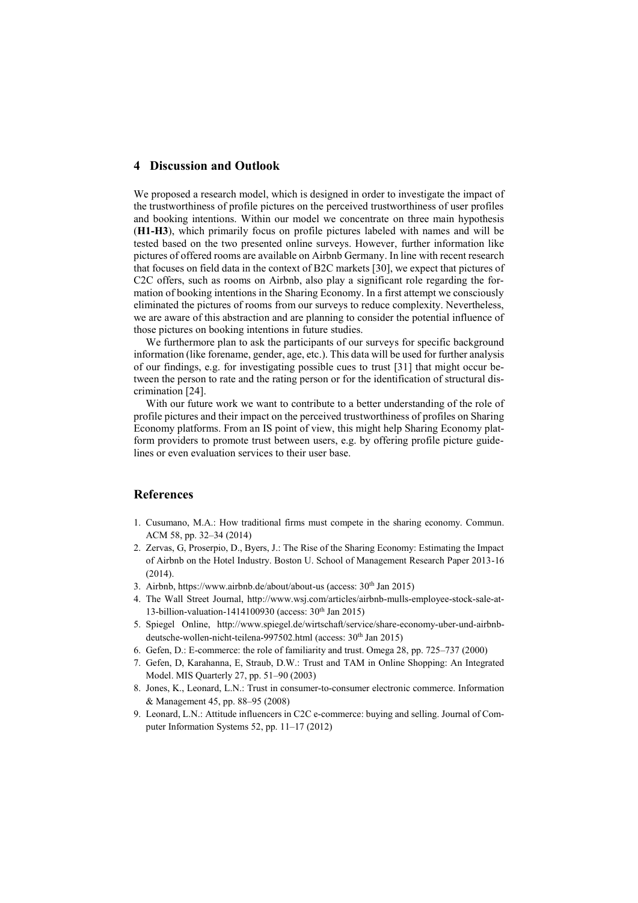## 4 Discussion and Outlook

We proposed a research model, which is designed in order to investigate the impact of the trustworthiness of profile pictures on the perceived trustworthiness of user profiles and booking intentions. Within our model we concentrate on three main hypothesis (**H1-H3**), which primarily focus on profile pictures labeled with names and will be tested based on the two presented online surveys. However, further information like pictures of offered rooms are available on Airbnb Germany. In line with recent research that focuses on field data in the context of B2C markets [30], we expect that pictures of C2C offers, such as rooms on Airbnb, also play a significant role regarding the formation of booking intentions in the Sharing Economy. In a first attempt we consciously eliminated the pictures of rooms from our surveys to reduce complexity. Nevertheless, we are aware of this abstraction and are planning to consider the potential influence of those pictures on booking intentions in future studies.

We furthermore plan to ask the participants of our surveys for specific background information (like forename, gender, age, etc.). This data will be used for further analysis of our findings, e.g. for investigating possible cues to trust [31] that might occur between the person to rate and the rating person or for the identification of structural discrimination [24].

With our future work we want to contribute to a better understanding of the role of profile pictures and their impact on the perceived trustworthiness of profiles on Sharing Economy platforms. From an IS point of view, this might help Sharing Economy platform providers to promote trust between users, e.g. by offering profile picture guidelines or even evaluation services to their user base.

## References

1. Cusumano, M.A.: How traditional firms must compete in the sharing economy. Commun. ACM 58, pp. 32–34 (2014)
2. Zervas, G, Proserpio, D., Byers, J.: The Rise of the Sharing Economy: Estimating the Impact of Airbnb on the Hotel Industry. Boston U. School of Management Research Paper 2013-16 (2014).
3. Airbnb, https://www.airbnb.de/about/about-us (access: 30th Jan 2015)
4. The Wall Street Journal, http://www.wsj.com/articles/airbnb-mulls-employee-stock-sale-at-13-billion-valuation-1414100930 (access: 30th Jan 2015)
5. Spiegel Online, http://www.spiegel.de/wirtschaft/service/share-economy-uber-und-airbnb-deutsche-wollen-nicht-teilena-997502.html (access: 30th Jan 2015)
6. Gefen, D.: E-commerce: the role of familiarity and trust. Omega 28, pp. 725–737 (2000)
7. Gefen, D, Karahanna, E, Straub, D.W.: Trust and TAM in Online Shopping: An Integrated Model. MIS Quarterly 27, pp. 51–90 (2003)
8. Jones, K., Leonard, L.N.: Trust in consumer-to-consumer electronic commerce. Information & Management 45, pp. 88–95 (2008)
9. Leonard, L.N.: Attitude influencers in C2C e-commerce: buying and selling. Journal of Computer Information Systems 52, pp. 11–17 (2012)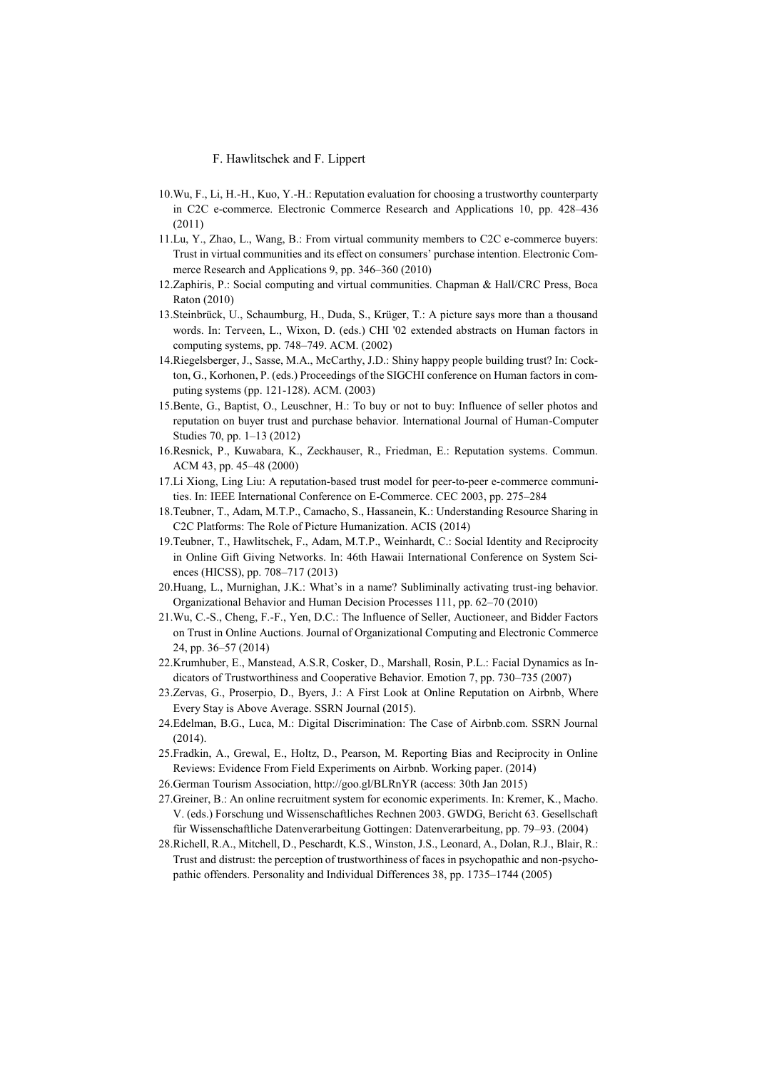10. Wu, F., Li, H.-H., Kuo, Y.-H.: Reputation evaluation for choosing a trustworthy counterparty in C2C e-commerce. Electronic Commerce Research and Applications 10, pp. 428–436 (2011)
11. Lu, Y., Zhao, L., Wang, B.: From virtual community members to C2C e-commerce buyers: Trust in virtual communities and its effect on consumers' purchase intention. Electronic Commerce Research and Applications 9, pp. 346–360 (2010)
12. Zaphiris, P.: Social computing and virtual communities. Chapman & Hall/CRC Press, Boca Raton (2010)
13. Steinbrück, U., Schaumburg, H., Duda, S., Krüger, T.: A picture says more than a thousand words. In: Terveen, L., Wixon, D. (eds.) CHI '02 extended abstracts on Human factors in computing systems, pp. 748–749. ACM. (2002)
14. Riegelsberger, J., Sasse, M.A., McCarthy, J.D.: Shiny happy people building trust? In: Cockton, G., Korhonen, P. (eds.) Proceedings of the SIGCHI conference on Human factors in computing systems (pp. 121-128). ACM. (2003)
15. Bente, G., Baptist, O., Leuschner, H.: To buy or not to buy: Influence of seller photos and reputation on buyer trust and purchase behavior. International Journal of Human-Computer Studies 70, pp. 1–13 (2012)
16. Resnick, P., Kuwabara, K., Zeckhauser, R., Friedman, E.: Reputation systems. Commun. ACM 43, pp. 45–48 (2000)
17. Li Xiong, Ling Liu: A reputation-based trust model for peer-to-peer e-commerce communities. In: IEEE International Conference on E-Commerce. CEC 2003, pp. 275–284
18. Teubner, T., Adam, M.T.P., Camacho, S., Hassanein, K.: Understanding Resource Sharing in C2C Platforms: The Role of Picture Humanization. ACIS (2014)
19. Teubner, T., Hawlitschek, F., Adam, M.T.P., Weinhardt, C.: Social Identity and Reciprocity in Online Gift Giving Networks. In: 46th Hawaii International Conference on System Sciences (HICSS), pp. 708–717 (2013)
20. Huang, L., Murnighan, J.K.: What's in a name? Subliminally activating trust-ing behavior. Organizational Behavior and Human Decision Processes 111, pp. 62–70 (2010)
21. Wu, C.-S., Cheng, F.-F., Yen, D.C.: The Influence of Seller, Auctioneer, and Bidder Factors on Trust in Online Auctions. Journal of Organizational Computing and Electronic Commerce 24, pp. 36–57 (2014)
22. Krumhuber, E., Manstead, A.S.R, Cosker, D., Marshall, Rosin, P.L.: Facial Dynamics as Indicators of Trustworthiness and Cooperative Behavior. Emotion 7, pp. 730–735 (2007)
23. Zervas, G., Proserpio, D., Byers, J.: A First Look at Online Reputation on Airbnb, Where Every Stay is Above Average. SSRN Journal (2015).
24. Edelman, B.G., Luca, M.: Digital Discrimination: The Case of Airbnb.com. SSRN Journal (2014).
25. Fradkin, A., Grewal, E., Holtz, D., Pearson, M. Reporting Bias and Reciprocity in Online Reviews: Evidence From Field Experiments on Airbnb. Working paper. (2014)
26. German Tourism Association, http://goo.gl/BLRnYR (access: 30th Jan 2015)
27. Greiner, B.: An online recruitment system for economic experiments. In: Kremer, K., Macho. V. (eds.) Forschung und Wissenschaftliches Rechnen 2003. GWDG, Bericht 63. Gesellschaft für Wissenschaftliche Datenverarbeitung Gottingen: Datenverarbeitung, pp. 79–93. (2004)
28. Richell, R.A., Mitchell, D., Peschardt, K.S., Winston, J.S., Leonard, A., Dolan, R.J., Blair, R.: Trust and distrust: the perception of trustworthiness of faces in psychopathic and non-psychopathic offenders. Personality and Individual Differences 38, pp. 1735–1744 (2005)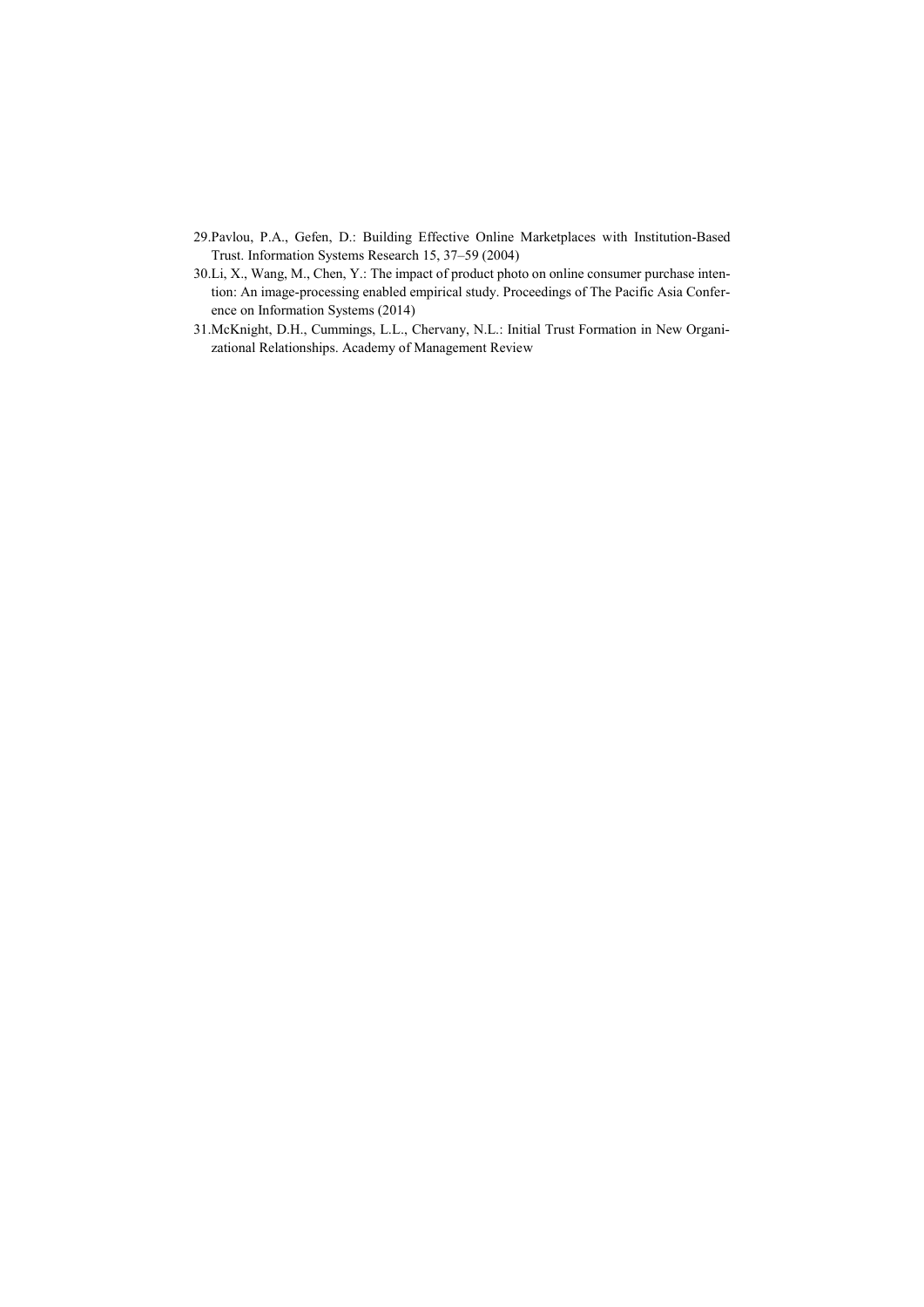29. Pavlou, P.A., Gefen, D.: Building Effective Online Marketplaces with Institution-Based Trust. Information Systems Research 15, 37–59 (2004)
30. Li, X., Wang, M., Chen, Y.: The impact of product photo on online consumer purchase intention: An image-processing enabled empirical study. Proceedings of The Pacific Asia Conference on Information Systems (2014)
31. McKnight, D.H., Cummings, L.L., Chervany, N.L.: Initial Trust Formation in New Organizational Relationships. Academy of Management Review